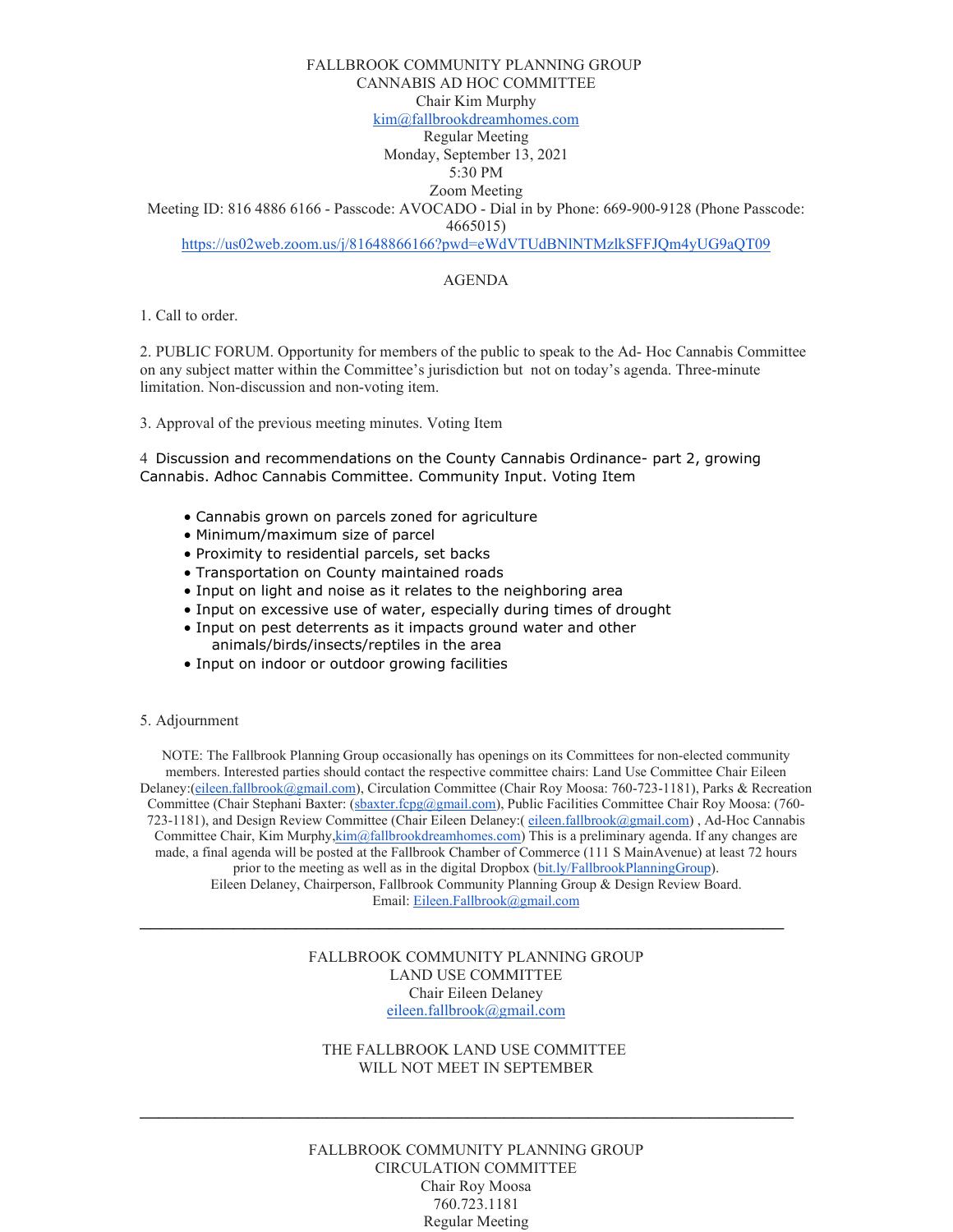FALLBROOK COMMUNITY PLANNING GROUP
CANNABIS AD HOC COMMITTEE
Chair Kim Murphy
kim@fallbrookdreamhomes.com
Regular Meeting
Monday, September 13, 2021
5:30 PM
Zoom Meeting
Meeting ID: 816 4886 6166 - Passcode: AVOCADO - Dial in by Phone: 669-900-9128 (Phone Passcode: 4665015)
https://us02web.zoom.us/j/81648866166?pwd=eWdVTUdBNlNTMzlkSFFJQm4yUG9aQT09

AGENDA

1. Call to order.

2. PUBLIC FORUM. Opportunity for members of the public to speak to the Ad- Hoc Cannabis Committee on any subject matter within the Committee's jurisdiction but not on today's agenda. Three-minute limitation. Non-discussion and non-voting item.

3. Approval of the previous meeting minutes. Voting Item

4 Discussion and recommendations on the County Cannabis Ordinance- part 2, growing Cannabis. Adhoc Cannabis Committee. Community Input. Voting Item

- Cannabis grown on parcels zoned for agriculture
- Minimum/maximum size of parcel
- Proximity to residential parcels, set backs
- Transportation on County maintained roads
- Input on light and noise as it relates to the neighboring area
- Input on excessive use of water, especially during times of drought
- Input on pest deterrents as it impacts ground water and other animals/birds/insects/reptiles in the area
- Input on indoor or outdoor growing facilities

5. Adjournment

NOTE: The Fallbrook Planning Group occasionally has openings on its Committees for non-elected community members. Interested parties should contact the respective committee chairs: Land Use Committee Chair Eileen Delaney:(eileen.fallbrook@gmail.com), Circulation Committee (Chair Roy Moosa: 760-723-1181), Parks & Recreation Committee (Chair Stephani Baxter: (sbaxter.fcpg@gmail.com), Public Facilities Committee Chair Roy Moosa: (760-723-1181), and Design Review Committee (Chair Eileen Delaney:( eileen.fallbrook@gmail.com) , Ad-Hoc Cannabis Committee Chair, Kim Murphy,kim@fallbrookdreamhomes.com) This is a preliminary agenda. If any changes are made, a final agenda will be posted at the Fallbrook Chamber of Commerce (111 S MainAvenue) at least 72 hours prior to the meeting as well as in the digital Dropbox (bit.ly/FallbrookPlanningGroup).
Eileen Delaney, Chairperson, Fallbrook Community Planning Group & Design Review Board.
Email: Eileen.Fallbrook@gmail.com

---

FALLBROOK COMMUNITY PLANNING GROUP
LAND USE COMMITTEE
Chair Eileen Delaney
eileen.fallbrook@gmail.com

THE FALLBROOK LAND USE COMMITTEE
WILL NOT MEET IN SEPTEMBER

---

FALLBROOK COMMUNITY PLANNING GROUP
CIRCULATION COMMITTEE
Chair Roy Moosa
760.723.1181
Regular Meeting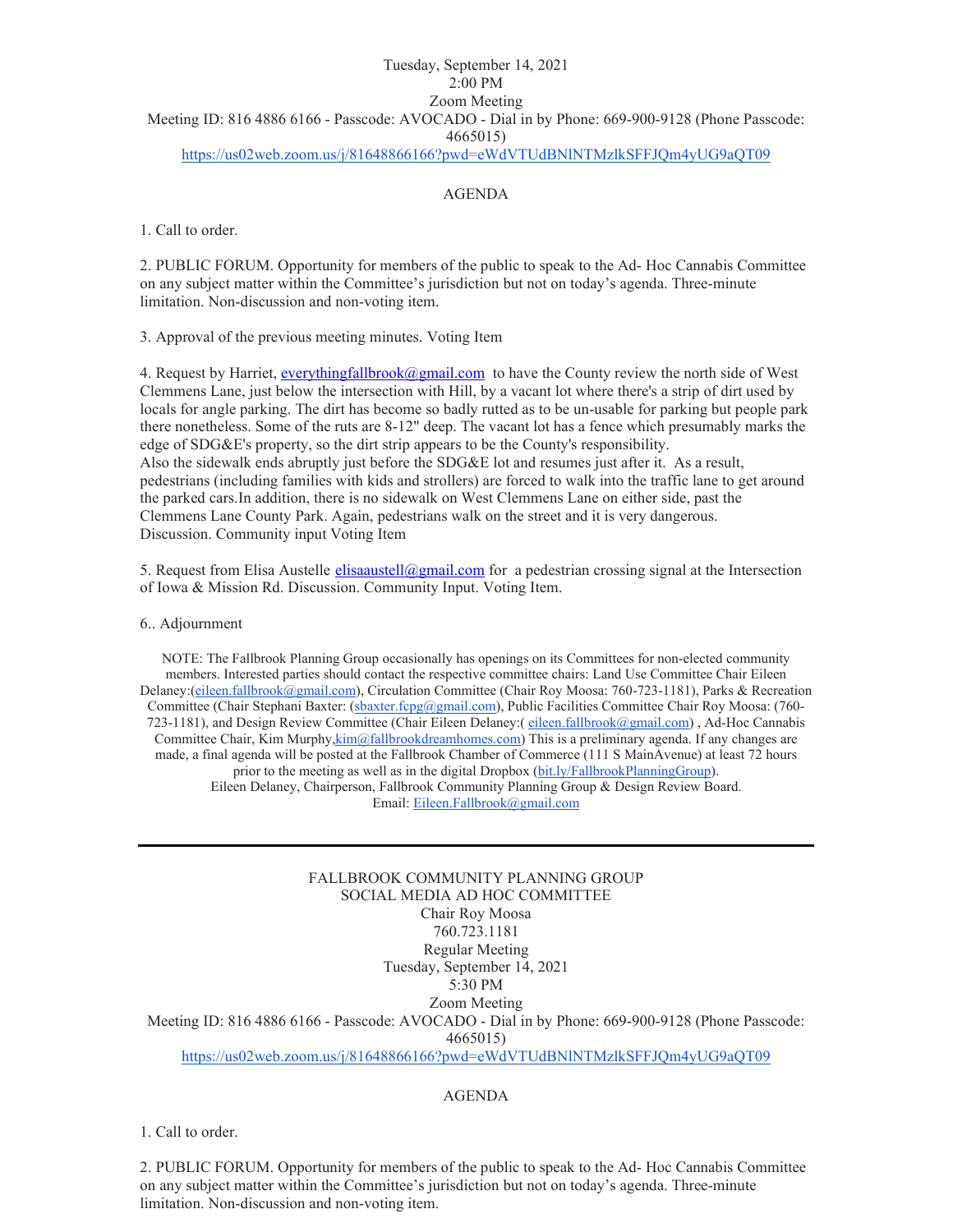Tuesday, September 14, 2021
2:00 PM
Zoom Meeting
Meeting ID: 816 4886 6166 - Passcode: AVOCADO - Dial in by Phone: 669-900-9128 (Phone Passcode: 4665015)
https://us02web.zoom.us/j/81648866166?pwd=eWdVTUdBNlNTMzlkSFFJQm4yUG9aQT09

AGENDA

1. Call to order.

2. PUBLIC FORUM. Opportunity for members of the public to speak to the Ad- Hoc Cannabis Committee on any subject matter within the Committee's jurisdiction but not on today's agenda. Three-minute limitation. Non-discussion and non-voting item.

3. Approval of the previous meeting minutes. Voting Item

4. Request by Harriet, everythingfallbrook@gmail.com to have the County review the north side of West Clemmens Lane, just below the intersection with Hill, by a vacant lot where there's a strip of dirt used by locals for angle parking. The dirt has become so badly rutted as to be un-usable for parking but people park there nonetheless. Some of the ruts are 8-12" deep. The vacant lot has a fence which presumably marks the edge of SDG&E's property, so the dirt strip appears to be the County's responsibility.
Also the sidewalk ends abruptly just before the SDG&E lot and resumes just after it. As a result, pedestrians (including families with kids and strollers) are forced to walk into the traffic lane to get around the parked cars.In addition, there is no sidewalk on West Clemmens Lane on either side, past the Clemmens Lane County Park. Again, pedestrians walk on the street and it is very dangerous.
Discussion. Community input Voting Item

5. Request from Elisa Austelle elisaaustell@gmail.com for a pedestrian crossing signal at the Intersection of Iowa & Mission Rd. Discussion. Community Input. Voting Item.

6.. Adjournment

NOTE: The Fallbrook Planning Group occasionally has openings on its Committees for non-elected community members. Interested parties should contact the respective committee chairs: Land Use Committee Chair Eileen Delaney:(eileen.fallbrook@gmail.com), Circulation Committee (Chair Roy Moosa: 760-723-1181), Parks & Recreation Committee (Chair Stephani Baxter: (sbaxter.fcpg@gmail.com), Public Facilities Committee Chair Roy Moosa: (760-723-1181), and Design Review Committee (Chair Eileen Delaney:( eileen.fallbrook@gmail.com) , Ad-Hoc Cannabis Committee Chair, Kim Murphy,kim@fallbrookdreamhomes.com) This is a preliminary agenda. If any changes are made, a final agenda will be posted at the Fallbrook Chamber of Commerce (111 S MainAvenue) at least 72 hours prior to the meeting as well as in the digital Dropbox (bit.ly/FallbrookPlanningGroup).
Eileen Delaney, Chairperson, Fallbrook Community Planning Group & Design Review Board.
Email: Eileen.Fallbrook@gmail.com

---

FALLBROOK COMMUNITY PLANNING GROUP
SOCIAL MEDIA AD HOC COMMITTEE
Chair Roy Moosa
760.723.1181
Regular Meeting
Tuesday, September 14, 2021
5:30 PM
Zoom Meeting
Meeting ID: 816 4886 6166 - Passcode: AVOCADO - Dial in by Phone: 669-900-9128 (Phone Passcode: 4665015)
https://us02web.zoom.us/j/81648866166?pwd=eWdVTUdBNlNTMzlkSFFJQm4yUG9aQT09

AGENDA

1. Call to order.

2. PUBLIC FORUM. Opportunity for members of the public to speak to the Ad- Hoc Cannabis Committee on any subject matter within the Committee's jurisdiction but not on today's agenda. Three-minute limitation. Non-discussion and non-voting item.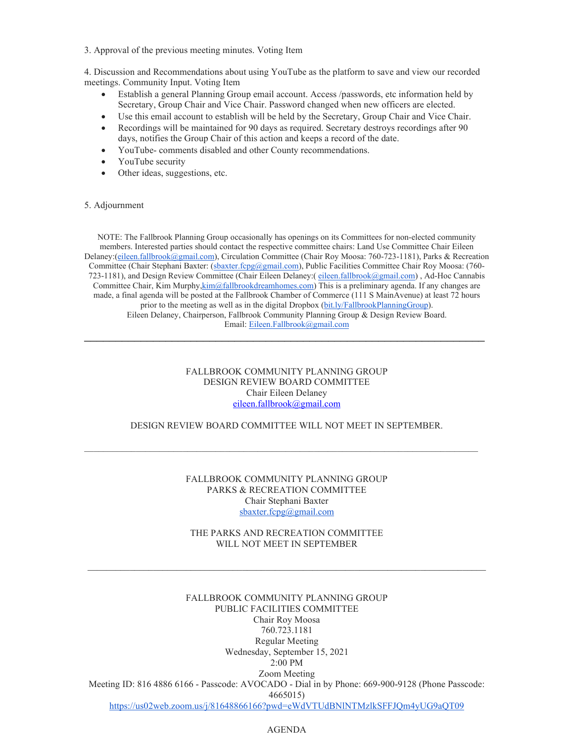3. Approval of the previous meeting minutes. Voting Item

4. Discussion and Recommendations about using YouTube as the platform to save and view our recorded meetings. Community Input. Voting Item

- Establish a general Planning Group email account. Access /passwords, etc information held by Secretary, Group Chair and Vice Chair. Password changed when new officers are elected.
- Use this email account to establish will be held by the Secretary, Group Chair and Vice Chair.
- Recordings will be maintained for 90 days as required. Secretary destroys recordings after 90 days, notifies the Group Chair of this action and keeps a record of the date.
- YouTube- comments disabled and other County recommendations.
- YouTube security
- Other ideas, suggestions, etc.

5. Adjournment

NOTE: The Fallbrook Planning Group occasionally has openings on its Committees for non-elected community members. Interested parties should contact the respective committee chairs: Land Use Committee Chair Eileen Delaney:(eileen.fallbrook@gmail.com), Circulation Committee (Chair Roy Moosa: 760-723-1181), Parks & Recreation Committee (Chair Stephani Baxter: (sbaxter.fcpg@gmail.com), Public Facilities Committee Chair Roy Moosa: (760-723-1181), and Design Review Committee (Chair Eileen Delaney:( eileen.fallbrook@gmail.com) , Ad-Hoc Cannabis Committee Chair, Kim Murphy,kim@fallbrookdreamhomes.com) This is a preliminary agenda. If any changes are made, a final agenda will be posted at the Fallbrook Chamber of Commerce (111 S MainAvenue) at least 72 hours prior to the meeting as well as in the digital Dropbox (bit.ly/FallbrookPlanningGroup).
Eileen Delaney, Chairperson, Fallbrook Community Planning Group & Design Review Board.
Email: Eileen.Fallbrook@gmail.com

---

FALLBROOK COMMUNITY PLANNING GROUP
DESIGN REVIEW BOARD COMMITTEE
Chair Eileen Delaney
eileen.fallbrook@gmail.com

DESIGN REVIEW BOARD COMMITTEE WILL NOT MEET IN SEPTEMBER.

---

FALLBROOK COMMUNITY PLANNING GROUP
PARKS & RECREATION COMMITTEE
Chair Stephani Baxter
sbaxter.fcpg@gmail.com

THE PARKS AND RECREATION COMMITTEE
WILL NOT MEET IN SEPTEMBER

---

FALLBROOK COMMUNITY PLANNING GROUP
PUBLIC FACILITIES COMMITTEE
Chair Roy Moosa
760.723.1181
Regular Meeting
Wednesday, September 15, 2021
2:00 PM
Zoom Meeting
Meeting ID: 816 4886 6166 - Passcode: AVOCADO - Dial in by Phone: 669-900-9128 (Phone Passcode: 4665015)
https://us02web.zoom.us/j/81648866166?pwd=eWdVTUdBNlNTMzlkSFFJQm4yUG9aQT09

AGENDA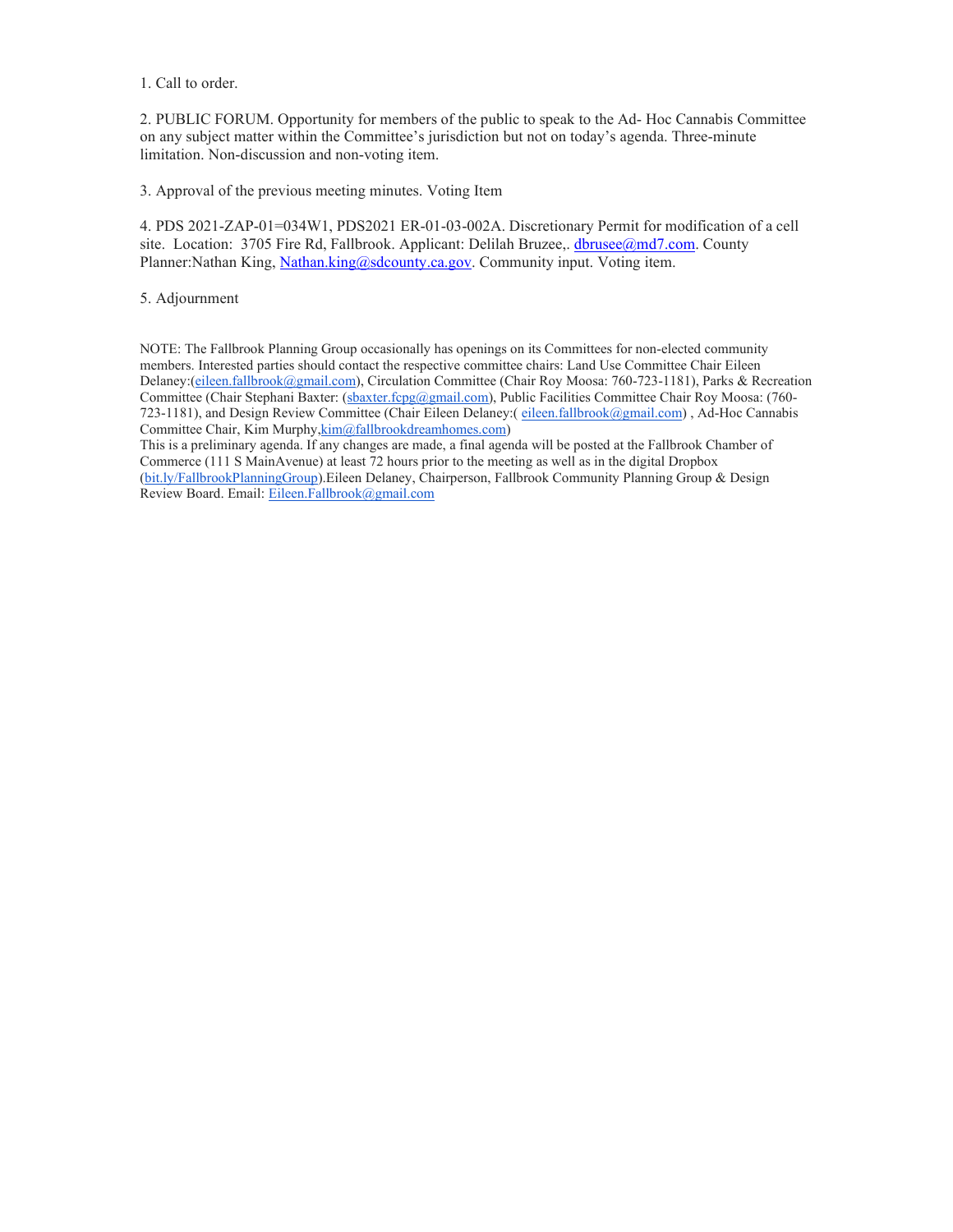1. Call to order.

2. PUBLIC FORUM. Opportunity for members of the public to speak to the Ad- Hoc Cannabis Committee on any subject matter within the Committee's jurisdiction but not on today's agenda. Three-minute limitation. Non-discussion and non-voting item.

3. Approval of the previous meeting minutes. Voting Item

4. PDS 2021-ZAP-01=034W1, PDS2021 ER-01-03-002A. Discretionary Permit for modification of a cell site. Location: 3705 Fire Rd, Fallbrook. Applicant: Delilah Bruzee,. dbrusee@md7.com. County Planner:Nathan King, Nathan.king@sdcounty.ca.gov. Community input. Voting item.

5. Adjournment

NOTE: The Fallbrook Planning Group occasionally has openings on its Committees for non-elected community members. Interested parties should contact the respective committee chairs: Land Use Committee Chair Eileen Delaney:(eileen.fallbrook@gmail.com), Circulation Committee (Chair Roy Moosa: 760-723-1181), Parks & Recreation Committee (Chair Stephani Baxter: (sbaxter.fcpg@gmail.com), Public Facilities Committee Chair Roy Moosa: (760-723-1181), and Design Review Committee (Chair Eileen Delaney:( eileen.fallbrook@gmail.com) , Ad-Hoc Cannabis Committee Chair, Kim Murphy,kim@fallbrookdreamhomes.com)
This is a preliminary agenda. If any changes are made, a final agenda will be posted at the Fallbrook Chamber of Commerce (111 S MainAvenue) at least 72 hours prior to the meeting as well as in the digital Dropbox (bit.ly/FallbrookPlanningGroup).Eileen Delaney, Chairperson, Fallbrook Community Planning Group & Design Review Board. Email: Eileen.Fallbrook@gmail.com